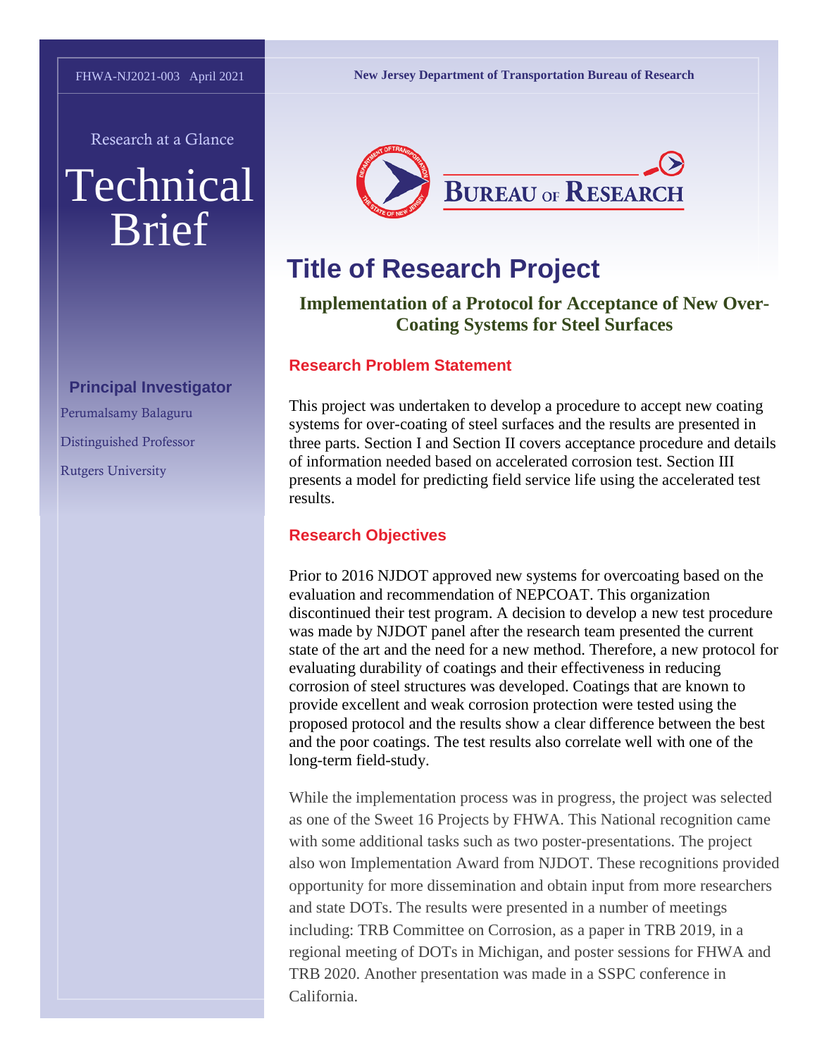FHWA-NJ2021-003 April 2021

New Jersey Department of Transportation Bureau of Research

Research at a Glance

# Technical Brief

BUREAU OF RESEARCH

## Principal Investigator

Perumalsamy Balaguru

Distinguished Professor

Rutgers University

## Title of Research Project

### Implementation of a Protocol for Acceptance of New Over-Coating Systems for Steel Surfaces

### Research Problem Statement

This project was undertaken to develop a procedure to accept new coating systems for over-coating of steel surfaces and the results are presented in three parts. Section I and Section II covers acceptance procedure and details of information needed based on accelerated corrosion test. Section III presents a model for predicting field service life using the accelerated test results.

### Research Objectives

Prior to 2016 NJDOT approved new systems for overcoating based on the evaluation and recommendation of NEPCOAT. This organization discontinued their test program. A decision to develop a new test procedure was made by NJDOT panel after the research team presented the current state of the art and the need for a new method. Therefore, a new protocol for evaluating durability of coatings and their effectiveness in reducing corrosion of steel structures was developed. Coatings that are known to provide excellent and weak corrosion protection were tested using the proposed protocol and the results show a clear difference between the best and the poor coatings. The test results also correlate well with one of the long-term field-study.

While the implementation process was in progress, the project was selected as one of the Sweet 16 Projects by FHWA. This National recognition came with some additional tasks such as two poster-presentations. The project also won Implementation Award from NJDOT. These recognitions provided opportunity for more dissemination and obtain input from more researchers and state DOTs. The results were presented in a number of meetings including: TRB Committee on Corrosion, as a paper in TRB 2019, in a regional meeting of DOTs in Michigan, and poster sessions for FHWA and TRB 2020. Another presentation was made in a SSPC conference in California.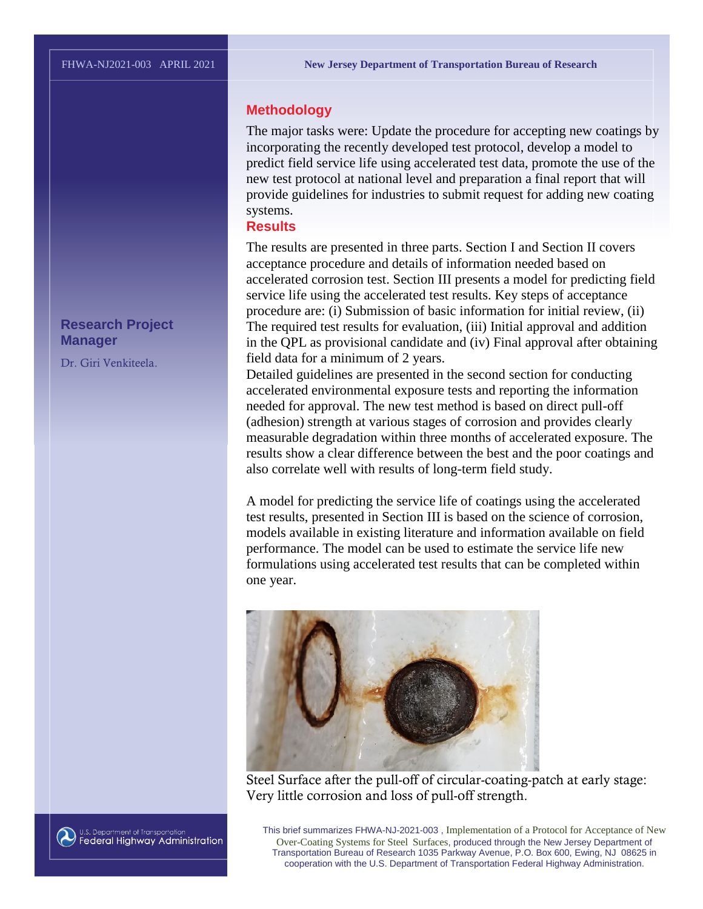## Methodology

The major tasks were: Update the procedure for accepting new coatings by incorporating the recently developed test protocol, develop a model to predict field service life using accelerated test data, promote the use of the new test protocol at national level and preparation a final report that will provide guidelines for industries to submit request for adding new coating systems.

## Results

The results are presented in three parts. Section I and Section II covers acceptance procedure and details of information needed based on accelerated corrosion test. Section III presents a model for predicting field service life using the accelerated test results. Key steps of acceptance procedure are: (i) Submission of basic information for initial review, (ii) The required test results for evaluation, (iii) Initial approval and addition in the QPL as provisional candidate and (iv) Final approval after obtaining field data for a minimum of 2 years.

Detailed guidelines are presented in the second section for conducting accelerated environmental exposure tests and reporting the information needed for approval. The new test method is based on direct pull-off (adhesion) strength at various stages of corrosion and provides clearly measurable degradation within three months of accelerated exposure. The results show a clear difference between the best and the poor coatings and also correlate well with results of long-term field study.

A model for predicting the service life of coatings using the accelerated test results, presented in Section III is based on the science of corrosion, models available in existing literature and information available on field performance. The model can be used to estimate the service life new formulations using accelerated test results that can be completed within one year.

Steel Surface after the pull-off of circular-coating-patch at early stage: Very little corrosion and loss of pull-off strength.

**Research Project Manager**

Dr. Giri Venkiteela.

This brief summarizes FHWA-NJ-2021-003 , Implementation of a Protocol for Acceptance of New Over-Coating Systems for Steel Surfaces, produced through the New Jersey Department of Transportation Bureau of Research 1035 Parkway Avenue, P.O. Box 600, Ewing, NJ 08625 in cooperation with the U.S. Department of Transportation Federal Highway Administration.